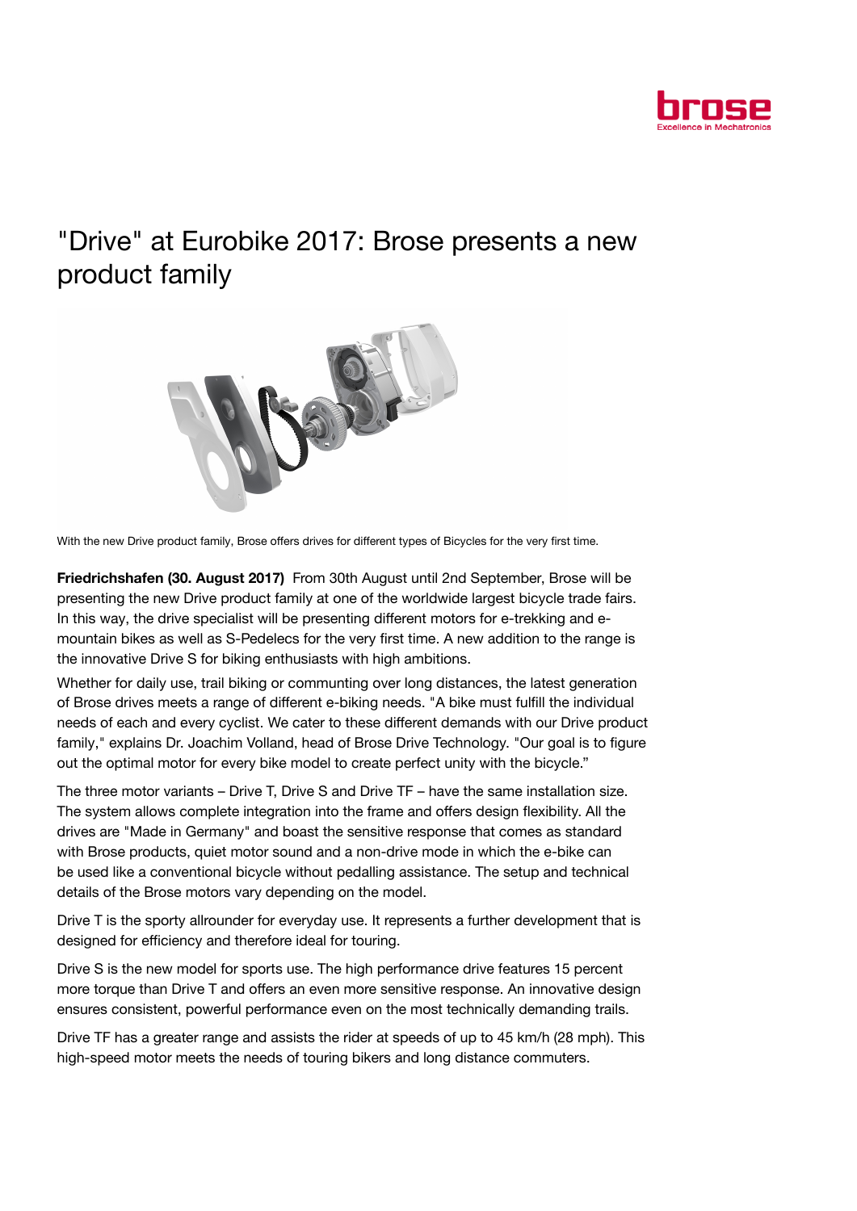# "Drive" at Eurobike 2017: Brose presents a new product family

With the new Drive product family, Brose offers drives for different types of Bicycles for the very first time.

**Friedrichshafen (30. August 2017)** From 30th August until 2nd September, Brose will be presenting the new Drive product family at one of the worldwide largest bicycle trade fairs. In this way, the drive specialist will be presenting different motors for e-trekking and e-mountain bikes as well as S-Pedelecs for the very first time. A new addition to the range is the innovative Drive S for biking enthusiasts with high ambitions.

Whether for daily use, trail biking or commuting over long distances, the latest generation of Brose drives meets a range of different e-biking needs. "A bike must fulfill the individual needs of each and every cyclist. We cater to these different demands with our Drive product family," explains Dr. Joachim Volland, head of Brose Drive Technology. "Our goal is to figure out the optimal motor for every bike model to create perfect unity with the bicycle."

The three motor variants – Drive T, Drive S and Drive TF – have the same installation size. The system allows complete integration into the frame and offers design flexibility. All the drives are "Made in Germany" and boast the sensitive response that comes as standard with Brose products, quiet motor sound and a non-drive mode in which the e-bike can be used like a conventional bicycle without pedalling assistance. The setup and technical details of the Brose motors vary depending on the model.

Drive T is the sporty allrounder for everyday use. It represents a further development that is designed for efficiency and therefore ideal for touring.

Drive S is the new model for sports use. The high performance drive features 15 percent more torque than Drive T and offers an even more sensitive response. An innovative design ensures consistent, powerful performance even on the most technically demanding trails.

Drive TF has a greater range and assists the rider at speeds of up to 45 km/h (28 mph). This high-speed motor meets the needs of touring bikers and long distance commuters.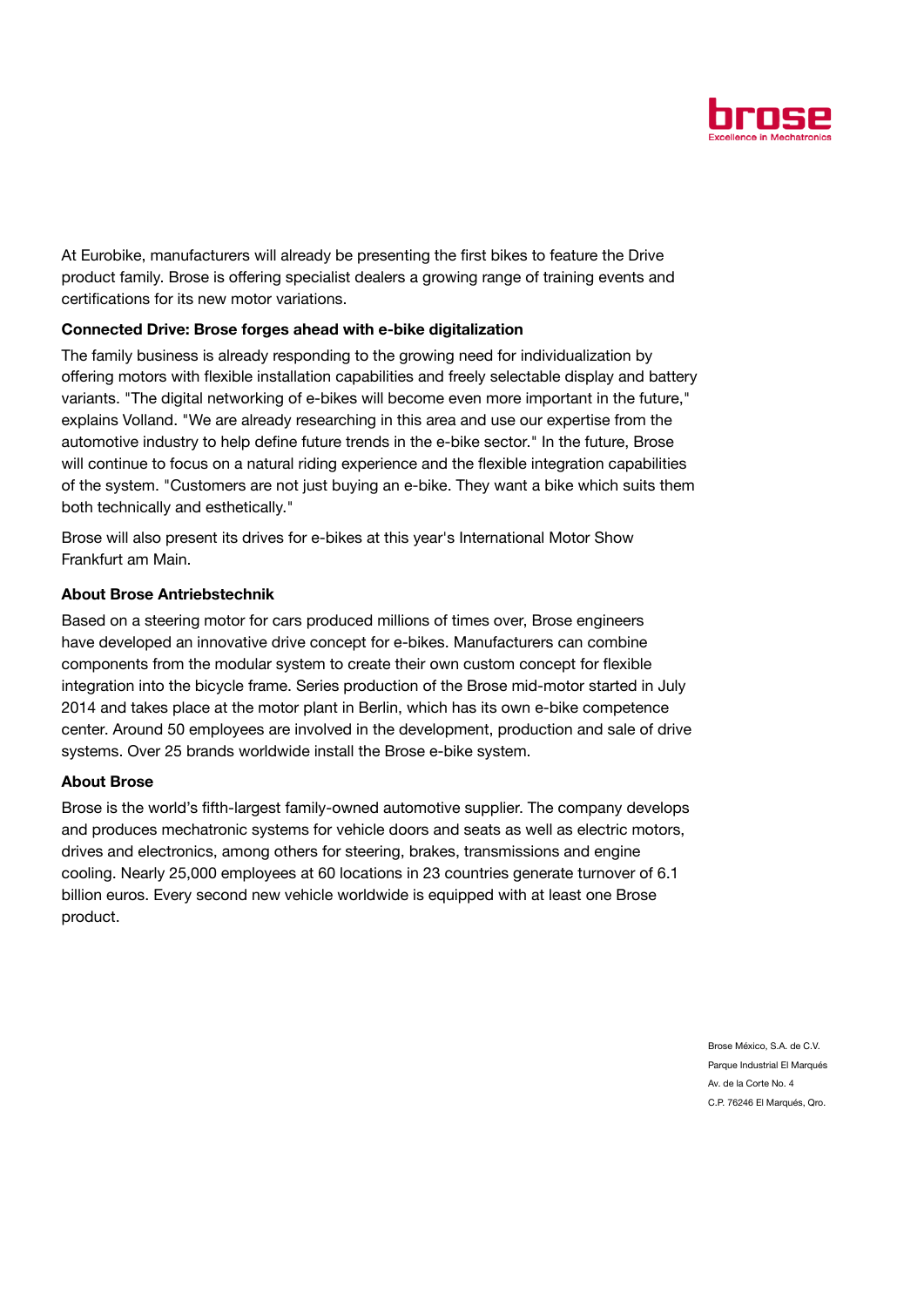At Eurobike, manufacturers will already be presenting the first bikes to feature the Drive product family. Brose is offering specialist dealers a growing range of training events and certifications for its new motor variations.

**Connected Drive: Brose forges ahead with e-bike digitalization**

The family business is already responding to the growing need for individualization by offering motors with flexible installation capabilities and freely selectable display and battery variants. "The digital networking of e-bikes will become even more important in the future," explains Volland. "We are already researching in this area and use our expertise from the automotive industry to help define future trends in the e-bike sector." In the future, Brose will continue to focus on a natural riding experience and the flexible integration capabilities of the system. "Customers are not just buying an e-bike. They want a bike which suits them both technically and esthetically."

Brose will also present its drives for e-bikes at this year's International Motor Show Frankfurt am Main.

**About Brose Antriebstechnik**

Based on a steering motor for cars produced millions of times over, Brose engineers have developed an innovative drive concept for e-bikes. Manufacturers can combine components from the modular system to create their own custom concept for flexible integration into the bicycle frame. Series production of the Brose mid-motor started in July 2014 and takes place at the motor plant in Berlin, which has its own e-bike competence center. Around 50 employees are involved in the development, production and sale of drive systems. Over 25 brands worldwide install the Brose e-bike system.

**About Brose**

Brose is the world's fifth-largest family-owned automotive supplier. The company develops and produces mechatronic systems for vehicle doors and seats as well as electric motors, drives and electronics, among others for steering, brakes, transmissions and engine cooling. Nearly 25,000 employees at 60 locations in 23 countries generate turnover of 6.1 billion euros. Every second new vehicle worldwide is equipped with at least one Brose product.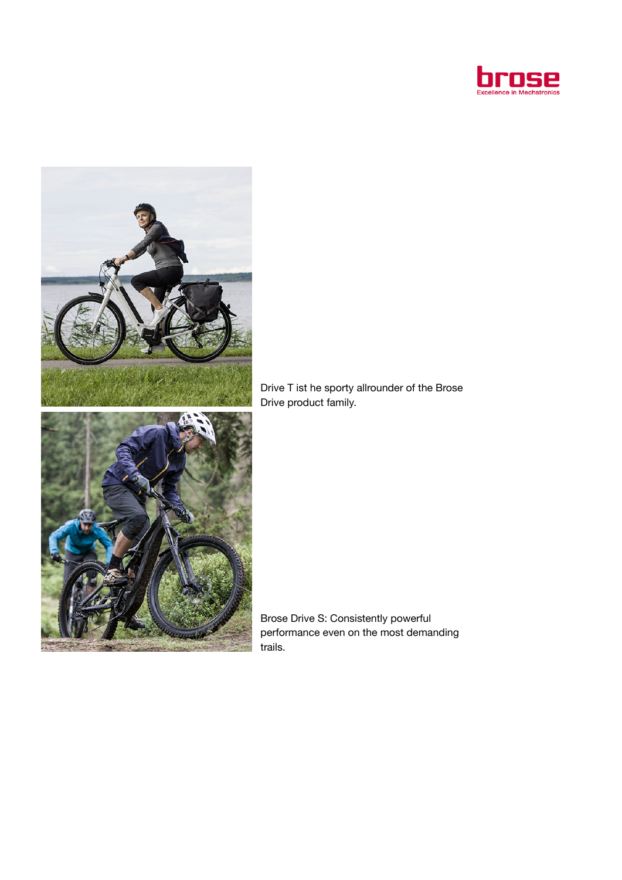Drive T ist he sporty allrounder of the Brose Drive product family.

Brose Drive S: Consistently powerful performance even on the most demanding trails.